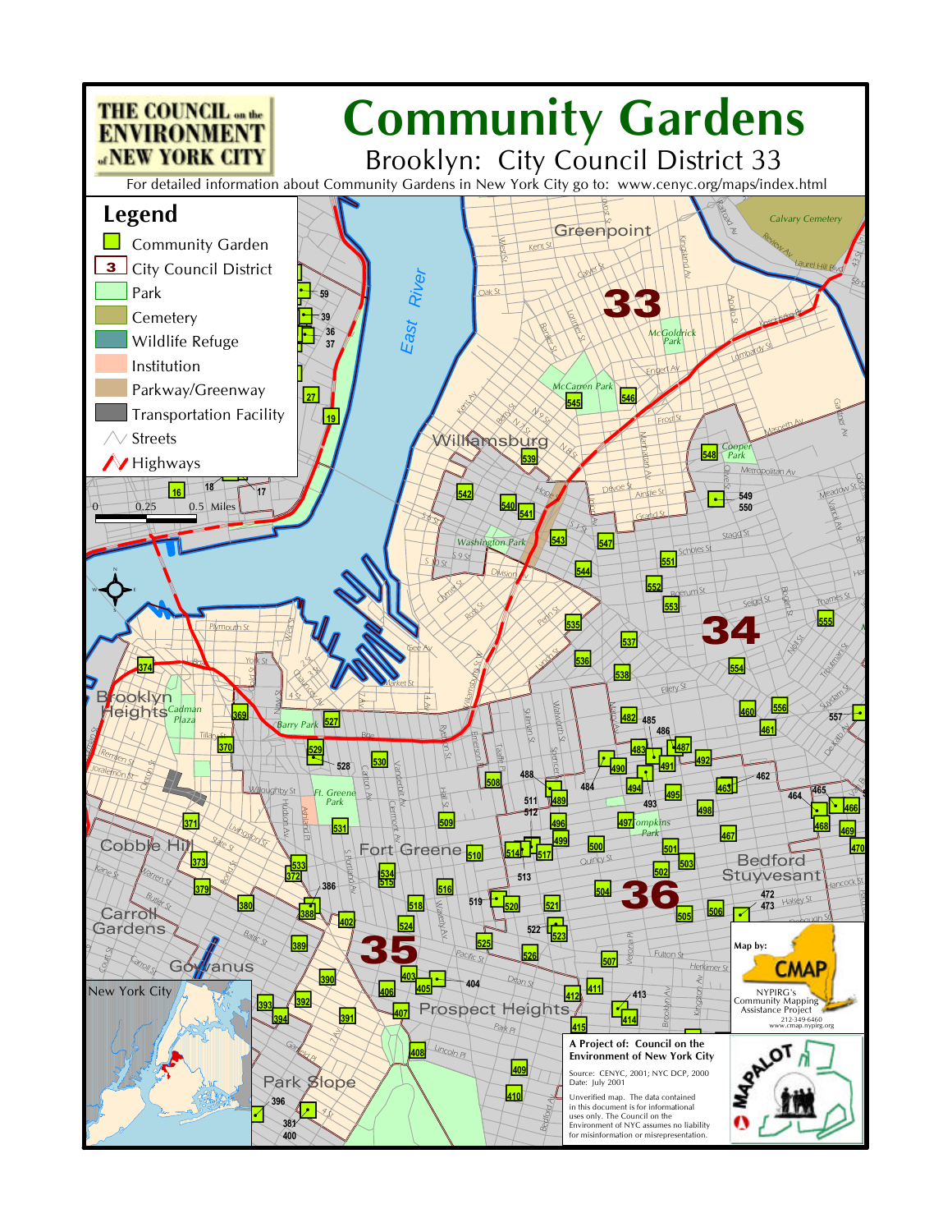THE COUNCIL on the ENVIRONMENT of NEW YORK CITY

# Community Gardens

## Brooklyn: City Council District 33

For detailed information about Community Gardens in New York City go to: www.cenyc.org/maps/index.html

## Legend

- Community Garden
- City Council District
- Park
- Cemetery
- Wildlife Refuge
- Institution
- Parkway/Greenway
- Transportation Facility
- Streets
- Highways

0 0.25 0.5 Miles

Map by: CMAP
NYPIRG's Community Mapping Assistance Project
212-349-6460
www.cmap.nypirg.org

**A Project of: Council on the Environment of New York City**

Source: CENYC, 2001; NYC DCP, 2000
Date: July 2001

Unverified map. The data contained in this document is for informational uses only. The Council on the Environment of NYC assumes no liability for misinformation or misrepresentation.

MAPALOT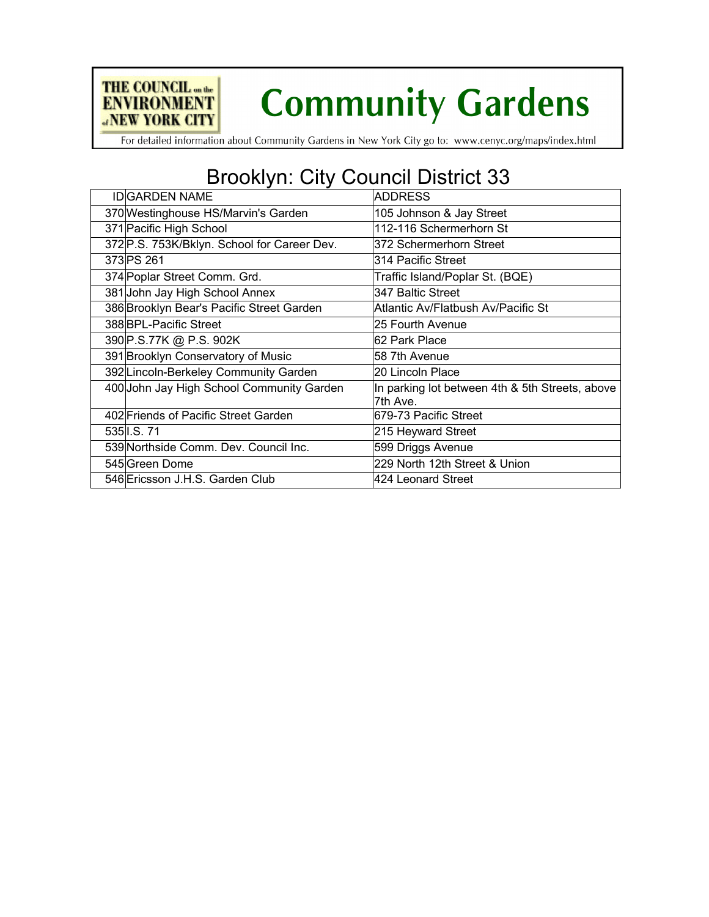# Community Gardens

THE COUNCIL on the ENVIRONMENT of NEW YORK CITY

For detailed information about Community Gardens in New York City go to: www.cenyc.org/maps/index.html

## Brooklyn: City Council District 33

| ID | GARDEN NAME | ADDRESS |
|---|---|---|
| 370 | Westinghouse HS/Marvin's Garden | 105 Johnson & Jay Street |
| 371 | Pacific High School | 112-116 Schermerhorn St |
| 372 | P.S. 753K/Bklyn. School for Career Dev. | 372 Schermerhorn Street |
| 373 | PS 261 | 314 Pacific Street |
| 374 | Poplar Street Comm. Grd. | Traffic Island/Poplar St. (BQE) |
| 381 | John Jay High School Annex | 347 Baltic Street |
| 386 | Brooklyn Bear's Pacific Street Garden | Atlantic Av/Flatbush Av/Pacific St |
| 388 | BPL-Pacific Street | 25 Fourth Avenue |
| 390 | P.S.77K @ P.S. 902K | 62 Park Place |
| 391 | Brooklyn Conservatory of Music | 58 7th Avenue |
| 392 | Lincoln-Berkeley Community Garden | 20 Lincoln Place |
| 400 | John Jay High School Community Garden | In parking lot between 4th & 5th Streets, above 7th Ave. |
| 402 | Friends of Pacific Street Garden | 679-73 Pacific Street |
| 535 | I.S. 71 | 215 Heyward Street |
| 539 | Northside Comm. Dev. Council Inc. | 599 Driggs Avenue |
| 545 | Green Dome | 229 North 12th Street & Union |
| 546 | Ericsson J.H.S. Garden Club | 424 Leonard Street |